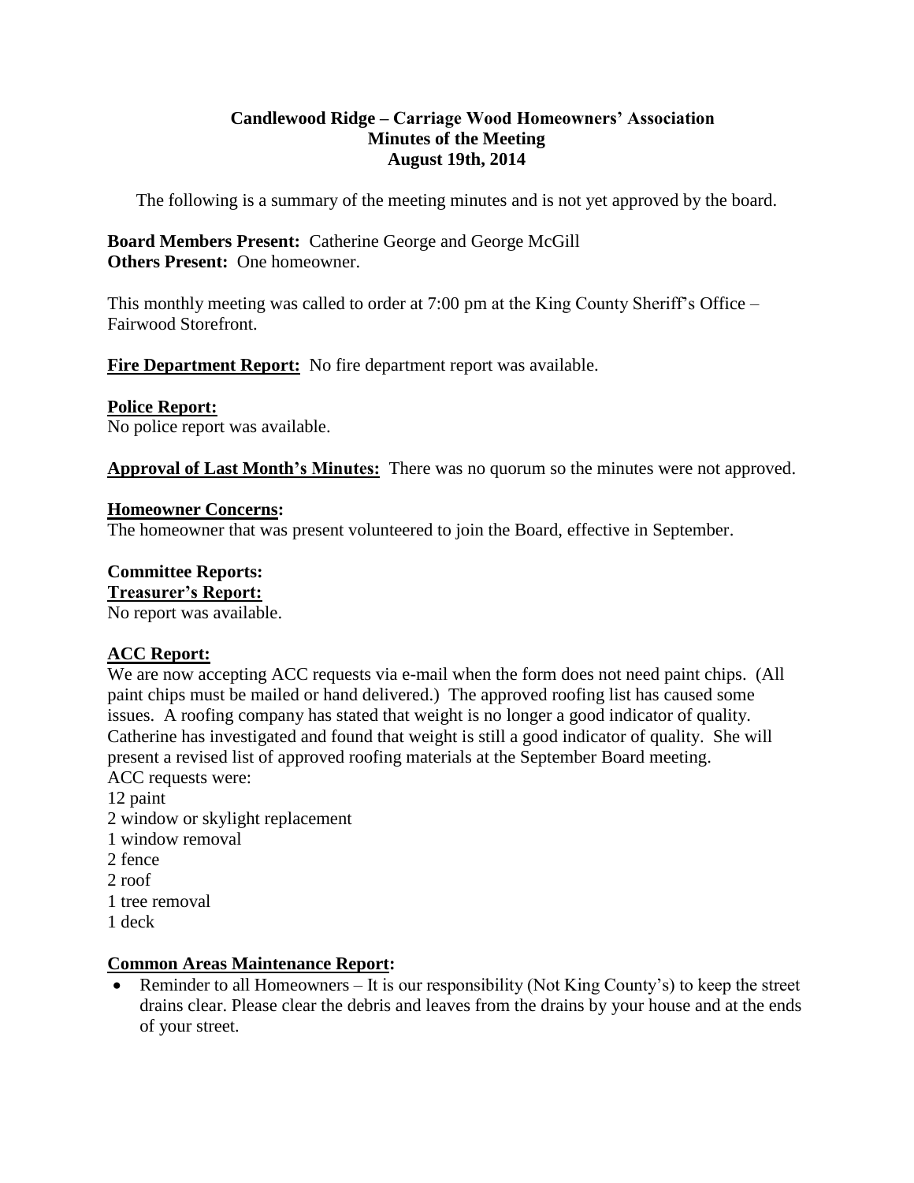# Candlewood Ridge – Carriage Wood Homeowners' Association
## Minutes of the Meeting
## August 19th, 2014

The following is a summary of the meeting minutes and is not yet approved by the board.

**Board Members Present:** Catherine George and George McGill
**Others Present:** One homeowner.

This monthly meeting was called to order at 7:00 pm at the King County Sheriff's Office – Fairwood Storefront.

**Fire Department Report:** No fire department report was available.

**Police Report:**
No police report was available.

**Approval of Last Month's Minutes:** There was no quorum so the minutes were not approved.

**Homeowner Concerns:**
The homeowner that was present volunteered to join the Board, effective in September.

**Committee Reports:**

**Treasurer's Report:**
No report was available.

**ACC Report:**
We are now accepting ACC requests via e-mail when the form does not need paint chips. (All paint chips must be mailed or hand delivered.) The approved roofing list has caused some issues. A roofing company has stated that weight is no longer a good indicator of quality. Catherine has investigated and found that weight is still a good indicator of quality. She will present a revised list of approved roofing materials at the September Board meeting.

ACC requests were:
12 paint
2 window or skylight replacement
1 window removal
2 fence
2 roof
1 tree removal
1 deck

**Common Areas Maintenance Report:**

- Reminder to all Homeowners – It is our responsibility (Not King County's) to keep the street drains clear. Please clear the debris and leaves from the drains by your house and at the ends of your street.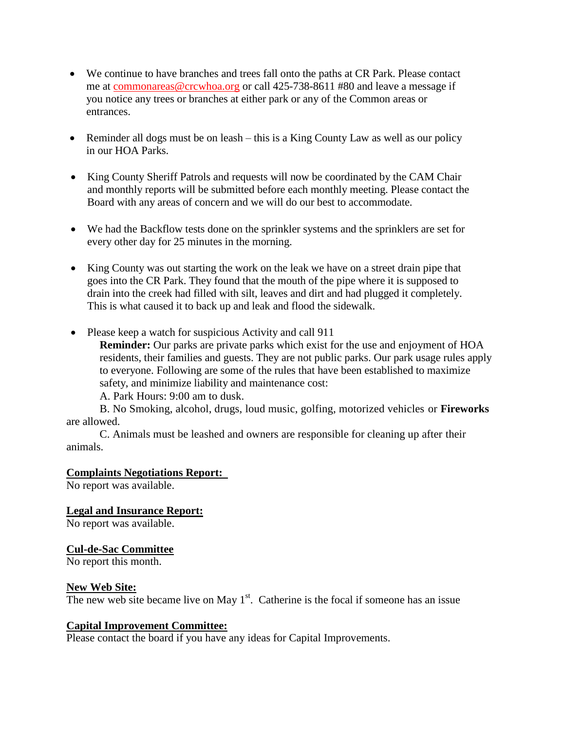- We continue to have branches and trees fall onto the paths at CR Park. Please contact me at commonareas@crcwhoa.org or call 425-738-8611 #80 and leave a message if you notice any trees or branches at either park or any of the Common areas or entrances.

- Reminder all dogs must be on leash – this is a King County Law as well as our policy in our HOA Parks.

- King County Sheriff Patrols and requests will now be coordinated by the CAM Chair and monthly reports will be submitted before each monthly meeting. Please contact the Board with any areas of concern and we will do our best to accommodate.

- We had the Backflow tests done on the sprinkler systems and the sprinklers are set for every other day for 25 minutes in the morning.

- King County was out starting the work on the leak we have on a street drain pipe that goes into the CR Park. They found that the mouth of the pipe where it is supposed to drain into the creek had filled with silt, leaves and dirt and had plugged it completely. This is what caused it to back up and leak and flood the sidewalk.

- Please keep a watch for suspicious Activity and call 911

  **Reminder:** Our parks are private parks which exist for the use and enjoyment of HOA residents, their families and guests. They are not public parks. Our park usage rules apply to everyone. Following are some of the rules that have been established to maximize safety, and minimize liability and maintenance cost:

  A. Park Hours: 9:00 am to dusk.

  B. No Smoking, alcohol, drugs, loud music, golfing, motorized vehicles or **Fireworks** are allowed.

  C. Animals must be leashed and owners are responsible for cleaning up after their animals.

**Complaints Negotiations Report:**

No report was available.

**Legal and Insurance Report:**

No report was available.

**Cul-de-Sac Committee**

No report this month.

**New Web Site:**

The new web site became live on May 1st. Catherine is the focal if someone has an issue

**Capital Improvement Committee:**

Please contact the board if you have any ideas for Capital Improvements.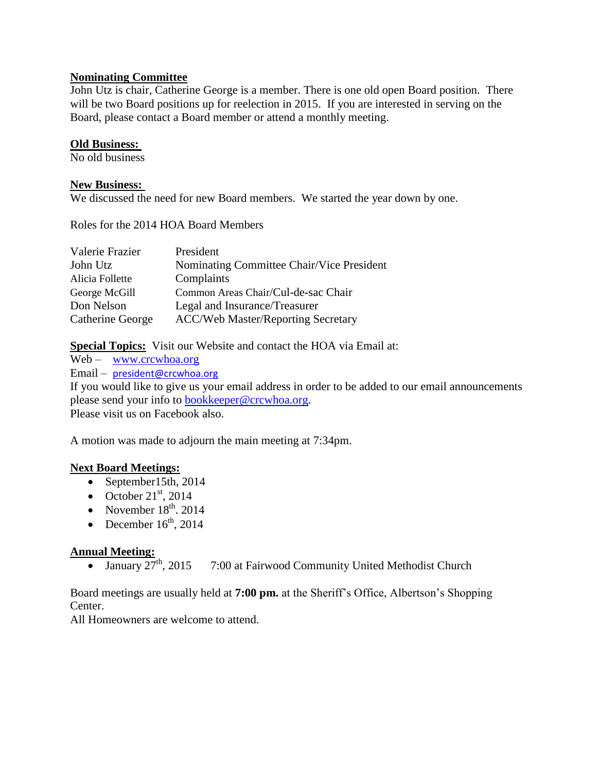**Nominating Committee**

John Utz is chair, Catherine George is a member. There is one old open Board position. There will be two Board positions up for reelection in 2015. If you are interested in serving on the Board, please contact a Board member or attend a monthly meeting.

**Old Business:**

No old business

**New Business:**

We discussed the need for new Board members. We started the year down by one.

Roles for the 2014 HOA Board Members

| | |
|---|---|
| Valerie Frazier | President |
| John Utz | Nominating Committee Chair/Vice President |
| Alicia Follette | Complaints |
| George McGill | Common Areas Chair/Cul-de-sac Chair |
| Don Nelson | Legal and Insurance/Treasurer |
| Catherine George | ACC/Web Master/Reporting Secretary |

**Special Topics:** Visit our Website and contact the HOA via Email at:

Web – www.crcwhoa.org

Email – president@crcwhoa.org

If you would like to give us your email address in order to be added to our email announcements please send your info to bookkeeper@crcwhoa.org.

Please visit us on Facebook also.

A motion was made to adjourn the main meeting at 7:34pm.

**Next Board Meetings:**

- September15th, 2014
- October 21st, 2014
- November 18th. 2014
- December 16th, 2014

**Annual Meeting:**

- January 27th, 2015 7:00 at Fairwood Community United Methodist Church

Board meetings are usually held at **7:00 pm.** at the Sheriff's Office, Albertson's Shopping Center.

All Homeowners are welcome to attend.